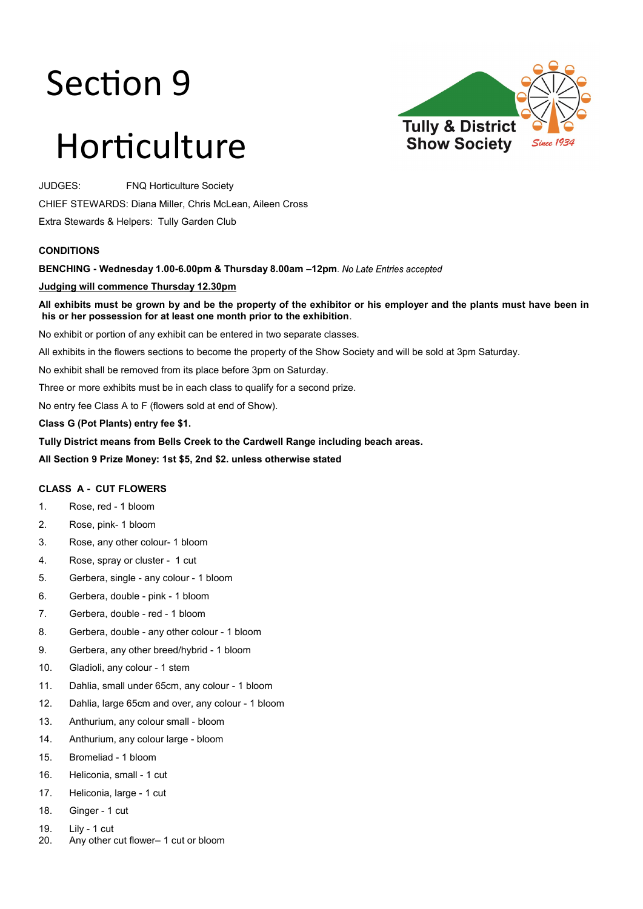# Section 9

# Horticulture

Tully & District Show Society *Since 1934*

JUDGES: FNQ Horticulture Society

CHIEF STEWARDS: Diana Miller, Chris McLean, Aileen Cross

Extra Stewards & Helpers: Tully Garden Club

**CONDITIONS**

**BENCHING - Wednesday 1.00-6.00pm & Thursday 8.00am –12pm**. *No Late Entries accepted*

**Judging will commence Thursday 12.30pm**

**All exhibits must be grown by and be the property of the exhibitor or his employer and the plants must have been in his or her possession for at least one month prior to the exhibition**.

No exhibit or portion of any exhibit can be entered in two separate classes.

All exhibits in the flowers sections to become the property of the Show Society and will be sold at 3pm Saturday.

No exhibit shall be removed from its place before 3pm on Saturday.

Three or more exhibits must be in each class to qualify for a second prize.

No entry fee Class A to F (flowers sold at end of Show).

**Class G (Pot Plants) entry fee $1.**

**Tully District means from Bells Creek to the Cardwell Range including beach areas.**

**All Section 9 Prize Money: 1st $5, 2nd $2. unless otherwise stated**

**CLASS A - CUT FLOWERS**

1. Rose, red - 1 bloom
2. Rose, pink- 1 bloom
3. Rose, any other colour- 1 bloom
4. Rose, spray or cluster - 1 cut
5. Gerbera, single - any colour - 1 bloom
6. Gerbera, double - pink - 1 bloom
7. Gerbera, double - red - 1 bloom
8. Gerbera, double - any other colour - 1 bloom
9. Gerbera, any other breed/hybrid - 1 bloom
10. Gladioli, any colour - 1 stem
11. Dahlia, small under 65cm, any colour - 1 bloom
12. Dahlia, large 65cm and over, any colour - 1 bloom
13. Anthurium, any colour small - bloom
14. Anthurium, any colour large - bloom
15. Bromeliad - 1 bloom
16. Heliconia, small - 1 cut
17. Heliconia, large - 1 cut
18. Ginger - 1 cut
19. Lily - 1 cut
20. Any other cut flower– 1 cut or bloom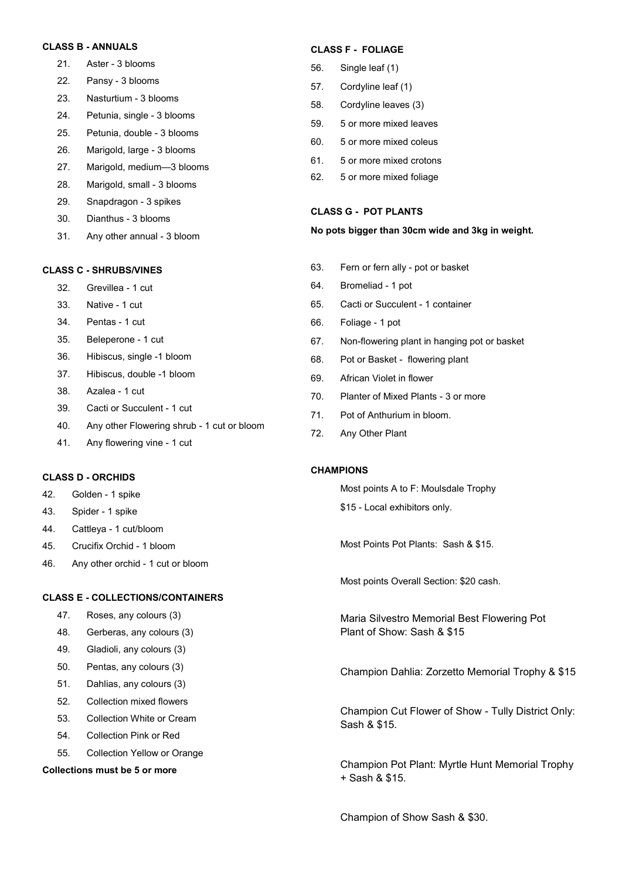**CLASS B - ANNUALS**

21. Aster - 3 blooms
22. Pansy - 3 blooms
23. Nasturtium - 3 blooms
24. Petunia, single - 3 blooms
25. Petunia, double - 3 blooms
26. Marigold, large - 3 blooms
27. Marigold, medium—3 blooms
28. Marigold, small - 3 blooms
29. Snapdragon - 3 spikes
30. Dianthus - 3 blooms
31. Any other annual - 3 bloom

**CLASS C - SHRUBS/VINES**

32. Grevillea - 1 cut
33. Native - 1 cut
34. Pentas - 1 cut
35. Beleperone - 1 cut
36. Hibiscus, single -1 bloom
37. Hibiscus, double -1 bloom
38. Azalea - 1 cut
39. Cacti or Succulent - 1 cut
40. Any other Flowering shrub - 1 cut or bloom
41. Any flowering vine - 1 cut

**CLASS D - ORCHIDS**

42. Golden - 1 spike
43. Spider - 1 spike
44. Cattleya - 1 cut/bloom
45. Crucifix Orchid - 1 bloom
46. Any other orchid - 1 cut or bloom

**CLASS E - COLLECTIONS/CONTAINERS**

47. Roses, any colours (3)
48. Gerberas, any colours (3)
49. Gladioli, any colours (3)
50. Pentas, any colours (3)
51. Dahlias, any colours (3)
52. Collection mixed flowers
53. Collection White or Cream
54. Collection Pink or Red
55. Collection Yellow or Orange

**Collections must be 5 or more**

**CLASS F - FOLIAGE**

56. Single leaf (1)
57. Cordyline leaf (1)
58. Cordyline leaves (3)
59. 5 or more mixed leaves
60. 5 or more mixed coleus
61. 5 or more mixed crotons
62. 5 or more mixed foliage

**CLASS G - POT PLANTS**

**No pots bigger than 30cm wide and 3kg in weight.**

63. Fern or fern ally - pot or basket
64. Bromeliad - 1 pot
65. Cacti or Succulent - 1 container
66. Foliage - 1 pot
67. Non-flowering plant in hanging pot or basket
68. Pot or Basket - flowering plant
69. African Violet in flower
70. Planter of Mixed Plants - 3 or more
71. Pot of Anthurium in bloom.
72. Any Other Plant

**CHAMPIONS**

Most points A to F: Moulsdale Trophy

$15 - Local exhibitors only.

Most Points Pot Plants: Sash & $15.

Most points Overall Section: $20 cash.

Maria Silvestro Memorial Best Flowering Pot Plant of Show: Sash & $15

Champion Dahlia: Zorzetto Memorial Trophy & $15

Champion Cut Flower of Show - Tully District Only: Sash & $15.

Champion Pot Plant: Myrtle Hunt Memorial Trophy + Sash & $15.

Champion of Show Sash & $30.